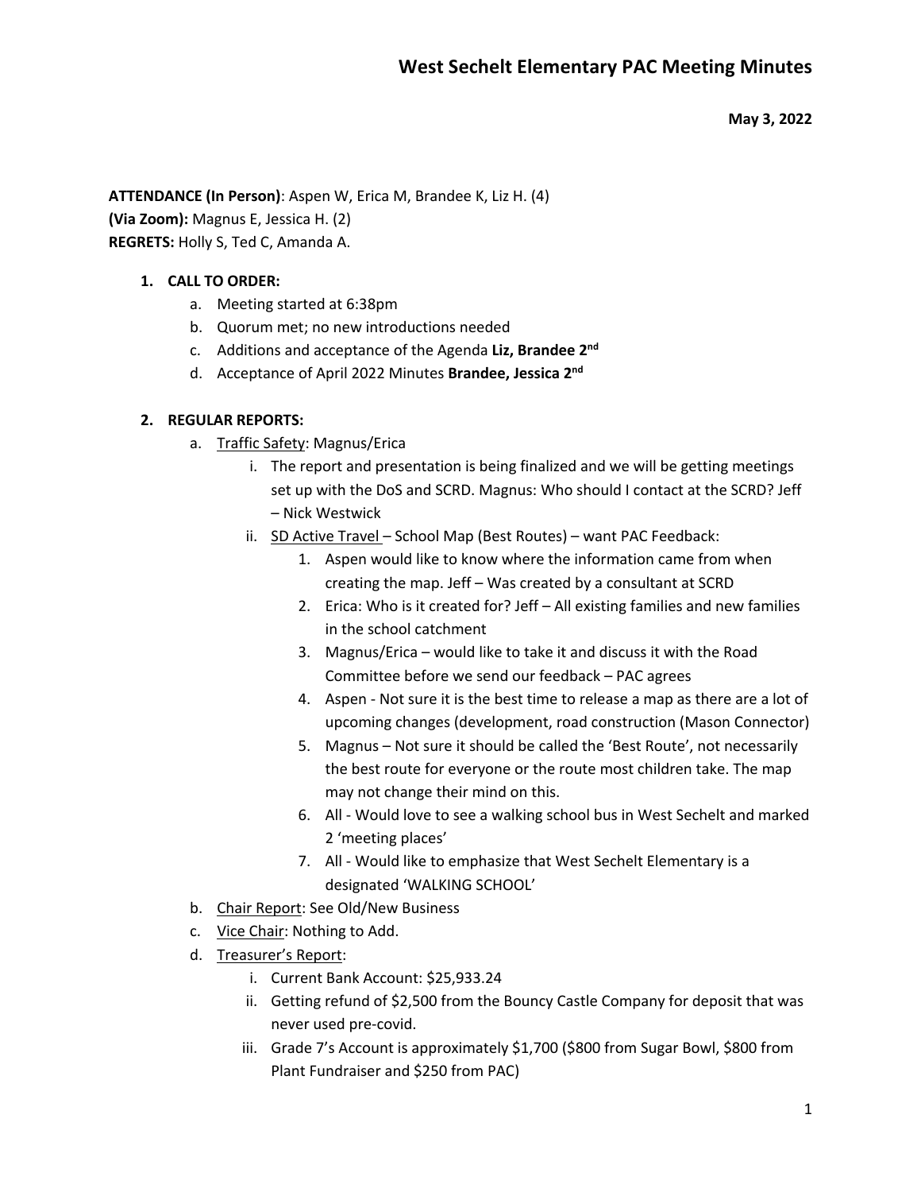# West Sechelt Elementary PAC Meeting Minutes

**May 3, 2022**

**ATTENDANCE (In Person)**: Aspen W, Erica M, Brandee K, Liz H. (4)
**(Via Zoom):** Magnus E, Jessica H. (2)
**REGRETS:** Holly S, Ted C, Amanda A.

1. **CALL TO ORDER:**
   a. Meeting started at 6:38pm
   b. Quorum met; no new introductions needed
   c. Additions and acceptance of the Agenda **Liz, Brandee 2nd**
   d. Acceptance of April 2022 Minutes **Brandee, Jessica 2nd**

2. **REGULAR REPORTS:**
   a. Traffic Safety: Magnus/Erica
      i. The report and presentation is being finalized and we will be getting meetings set up with the DoS and SCRD. Magnus: Who should I contact at the SCRD? Jeff – Nick Westwick
      ii. SD Active Travel – School Map (Best Routes) – want PAC Feedback:
         1. Aspen would like to know where the information came from when creating the map. Jeff – Was created by a consultant at SCRD
         2. Erica: Who is it created for? Jeff – All existing families and new families in the school catchment
         3. Magnus/Erica – would like to take it and discuss it with the Road Committee before we send our feedback – PAC agrees
         4. Aspen - Not sure it is the best time to release a map as there are a lot of upcoming changes (development, road construction (Mason Connector)
         5. Magnus – Not sure it should be called the 'Best Route', not necessarily the best route for everyone or the route most children take. The map may not change their mind on this.
         6. All - Would love to see a walking school bus in West Sechelt and marked 2 'meeting places'
         7. All - Would like to emphasize that West Sechelt Elementary is a designated 'WALKING SCHOOL'
   b. Chair Report: See Old/New Business
   c. Vice Chair: Nothing to Add.
   d. Treasurer's Report:
      i. Current Bank Account: $25,933.24
      ii. Getting refund of $2,500 from the Bouncy Castle Company for deposit that was never used pre-covid.
      iii. Grade 7's Account is approximately $1,700 ($800 from Sugar Bowl, $800 from Plant Fundraiser and $250 from PAC)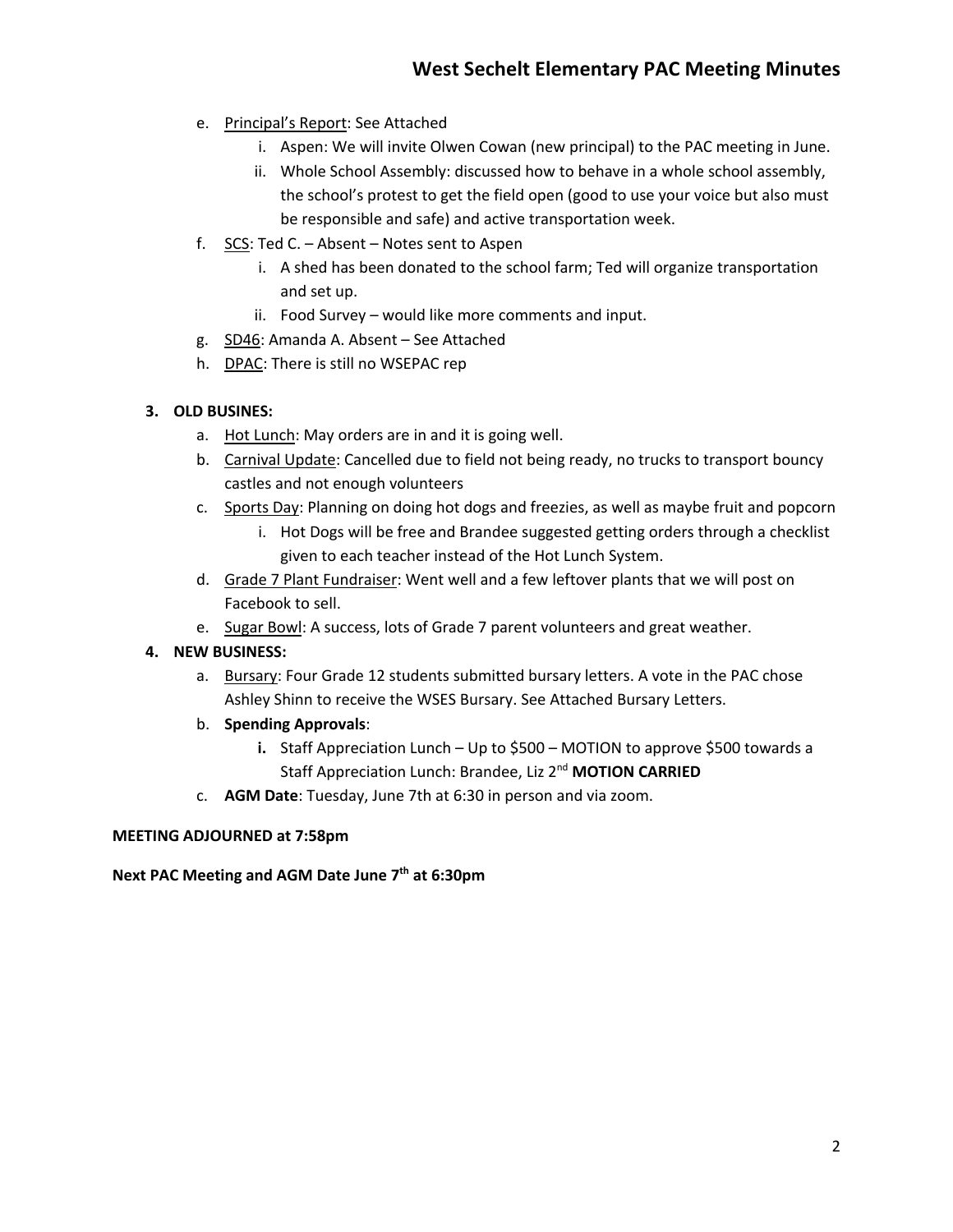e. <u>Principal's Report</u>: See Attached
   i. Aspen: We will invite Olwen Cowan (new principal) to the PAC meeting in June.
   ii. Whole School Assembly: discussed how to behave in a whole school assembly, the school's protest to get the field open (good to use your voice but also must be responsible and safe) and active transportation week.

f. <u>SCS</u>: Ted C. – Absent – Notes sent to Aspen
   i. A shed has been donated to the school farm; Ted will organize transportation and set up.
   ii. Food Survey – would like more comments and input.

g. <u>SD46</u>: Amanda A. Absent – See Attached

h. <u>DPAC</u>: There is still no WSEPAC rep

**3. OLD BUSINES:**

a. <u>Hot Lunch</u>: May orders are in and it is going well.

b. <u>Carnival Update</u>: Cancelled due to field not being ready, no trucks to transport bouncy castles and not enough volunteers

c. <u>Sports Day</u>: Planning on doing hot dogs and freezies, as well as maybe fruit and popcorn
   i. Hot Dogs will be free and Brandee suggested getting orders through a checklist given to each teacher instead of the Hot Lunch System.

d. <u>Grade 7 Plant Fundraiser</u>: Went well and a few leftover plants that we will post on Facebook to sell.

e. <u>Sugar Bowl</u>: A success, lots of Grade 7 parent volunteers and great weather.

**4. NEW BUSINESS:**

a. <u>Bursary</u>: Four Grade 12 students submitted bursary letters. A vote in the PAC chose Ashley Shinn to receive the WSES Bursary. See Attached Bursary Letters.

b. **Spending Approvals**:
   **i.** Staff Appreciation Lunch – Up to $500 – MOTION to approve $500 towards a Staff Appreciation Lunch: Brandee, Liz 2nd **MOTION CARRIED**

c. **AGM Date**: Tuesday, June 7th at 6:30 in person and via zoom.

**MEETING ADJOURNED at 7:58pm**

**Next PAC Meeting and AGM Date June 7th at 6:30pm**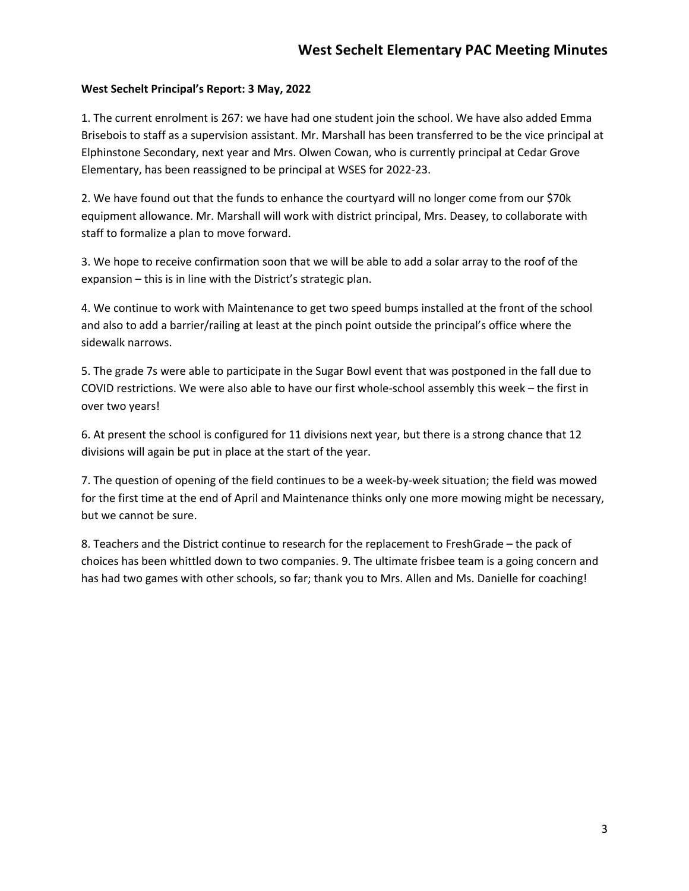**West Sechelt Principal's Report: 3 May, 2022**

1. The current enrolment is 267: we have had one student join the school. We have also added Emma Brisebois to staff as a supervision assistant. Mr. Marshall has been transferred to be the vice principal at Elphinstone Secondary, next year and Mrs. Olwen Cowan, who is currently principal at Cedar Grove Elementary, has been reassigned to be principal at WSES for 2022-23.

2. We have found out that the funds to enhance the courtyard will no longer come from our $70k equipment allowance. Mr. Marshall will work with district principal, Mrs. Deasey, to collaborate with staff to formalize a plan to move forward.

3. We hope to receive confirmation soon that we will be able to add a solar array to the roof of the expansion – this is in line with the District's strategic plan.

4. We continue to work with Maintenance to get two speed bumps installed at the front of the school and also to add a barrier/railing at least at the pinch point outside the principal's office where the sidewalk narrows.

5. The grade 7s were able to participate in the Sugar Bowl event that was postponed in the fall due to COVID restrictions. We were also able to have our first whole-school assembly this week – the first in over two years!

6. At present the school is configured for 11 divisions next year, but there is a strong chance that 12 divisions will again be put in place at the start of the year.

7. The question of opening of the field continues to be a week-by-week situation; the field was mowed for the first time at the end of April and Maintenance thinks only one more mowing might be necessary, but we cannot be sure.

8. Teachers and the District continue to research for the replacement to FreshGrade – the pack of choices has been whittled down to two companies. 9. The ultimate frisbee team is a going concern and has had two games with other schools, so far; thank you to Mrs. Allen and Ms. Danielle for coaching!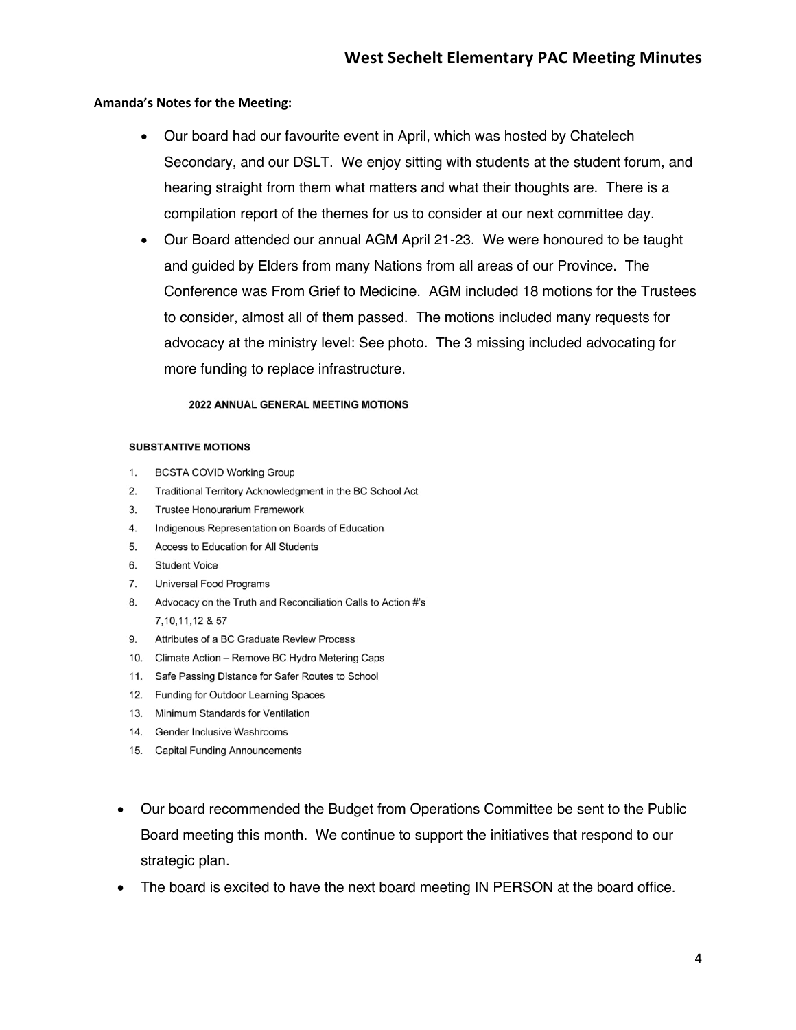**Amanda's Notes for the Meeting:**

- Our board had our favourite event in April, which was hosted by Chatelech Secondary, and our DSLT. We enjoy sitting with students at the student forum, and hearing straight from them what matters and what their thoughts are. There is a compilation report of the themes for us to consider at our next committee day.
- Our Board attended our annual AGM April 21-23. We were honoured to be taught and guided by Elders from many Nations from all areas of our Province. The Conference was From Grief to Medicine. AGM included 18 motions for the Trustees to consider, almost all of them passed. The motions included many requests for advocacy at the ministry level: See photo. The 3 missing included advocating for more funding to replace infrastructure.

**2022 ANNUAL GENERAL MEETING MOTIONS**

**SUBSTANTIVE MOTIONS**

1. BCSTA COVID Working Group
2. Traditional Territory Acknowledgment in the BC School Act
3. Trustee Honourarium Framework
4. Indigenous Representation on Boards of Education
5. Access to Education for All Students
6. Student Voice
7. Universal Food Programs
8. Advocacy on the Truth and Reconciliation Calls to Action #'s 7,10,11,12 & 57
9. Attributes of a BC Graduate Review Process
10. Climate Action – Remove BC Hydro Metering Caps
11. Safe Passing Distance for Safer Routes to School
12. Funding for Outdoor Learning Spaces
13. Minimum Standards for Ventilation
14. Gender Inclusive Washrooms
15. Capital Funding Announcements

- Our board recommended the Budget from Operations Committee be sent to the Public Board meeting this month. We continue to support the initiatives that respond to our strategic plan.
- The board is excited to have the next board meeting IN PERSON at the board office.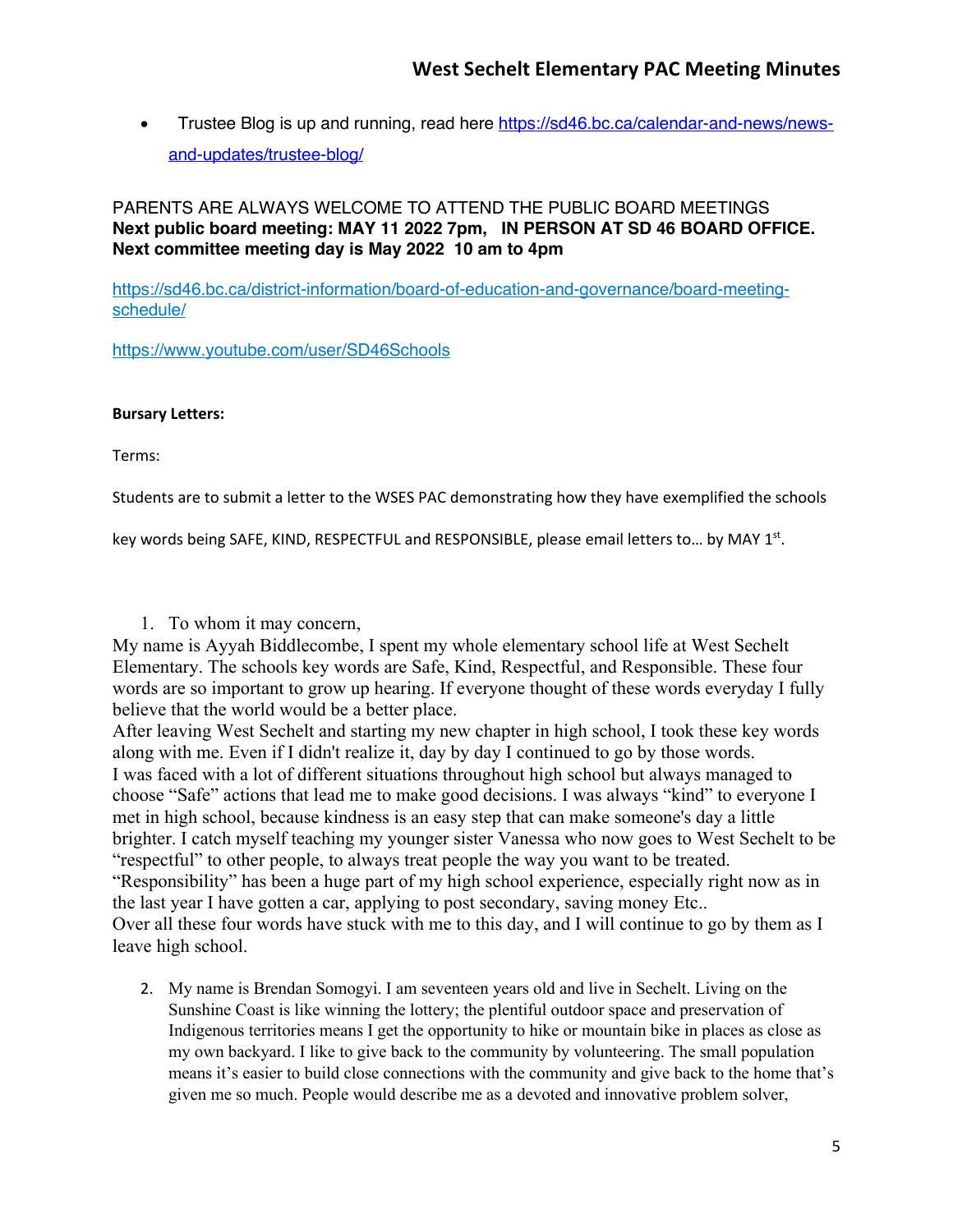- Trustee Blog is up and running, read here [https://sd46.bc.ca/calendar-and-news/news-and-updates/trustee-blog/](https://sd46.bc.ca/calendar-and-news/news-and-updates/trustee-blog/)

PARENTS ARE ALWAYS WELCOME TO ATTEND THE PUBLIC BOARD MEETINGS
**Next public board meeting: MAY 11 2022 7pm, IN PERSON AT SD 46 BOARD OFFICE.**
**Next committee meeting day is May 2022 10 am to 4pm**

[https://sd46.bc.ca/district-information/board-of-education-and-governance/board-meeting-schedule/](https://sd46.bc.ca/district-information/board-of-education-and-governance/board-meeting-schedule/)

[https://www.youtube.com/user/SD46Schools](https://www.youtube.com/user/SD46Schools)

**Bursary Letters:**

Terms:

Students are to submit a letter to the WSES PAC demonstrating how they have exemplified the schools key words being SAFE, KIND, RESPECTFUL and RESPONSIBLE, please email letters to… by MAY 1st.

1. To whom it may concern,

My name is Ayyah Biddlecombe, I spent my whole elementary school life at West Sechelt Elementary. The schools key words are Safe, Kind, Respectful, and Responsible. These four words are so important to grow up hearing. If everyone thought of these words everyday I fully believe that the world would be a better place.
After leaving West Sechelt and starting my new chapter in high school, I took these key words along with me. Even if I didn't realize it, day by day I continued to go by those words.
I was faced with a lot of different situations throughout high school but always managed to choose "Safe" actions that lead me to make good decisions. I was always "kind" to everyone I met in high school, because kindness is an easy step that can make someone's day a little brighter. I catch myself teaching my younger sister Vanessa who now goes to West Sechelt to be "respectful" to other people, to always treat people the way you want to be treated.
"Responsibility" has been a huge part of my high school experience, especially right now as in the last year I have gotten a car, applying to post secondary, saving money Etc..
Over all these four words have stuck with me to this day, and I will continue to go by them as I leave high school.

2. My name is Brendan Somogyi. I am seventeen years old and live in Sechelt. Living on the Sunshine Coast is like winning the lottery; the plentiful outdoor space and preservation of Indigenous territories means I get the opportunity to hike or mountain bike in places as close as my own backyard. I like to give back to the community by volunteering. The small population means it's easier to build close connections with the community and give back to the home that's given me so much. People would describe me as a devoted and innovative problem solver,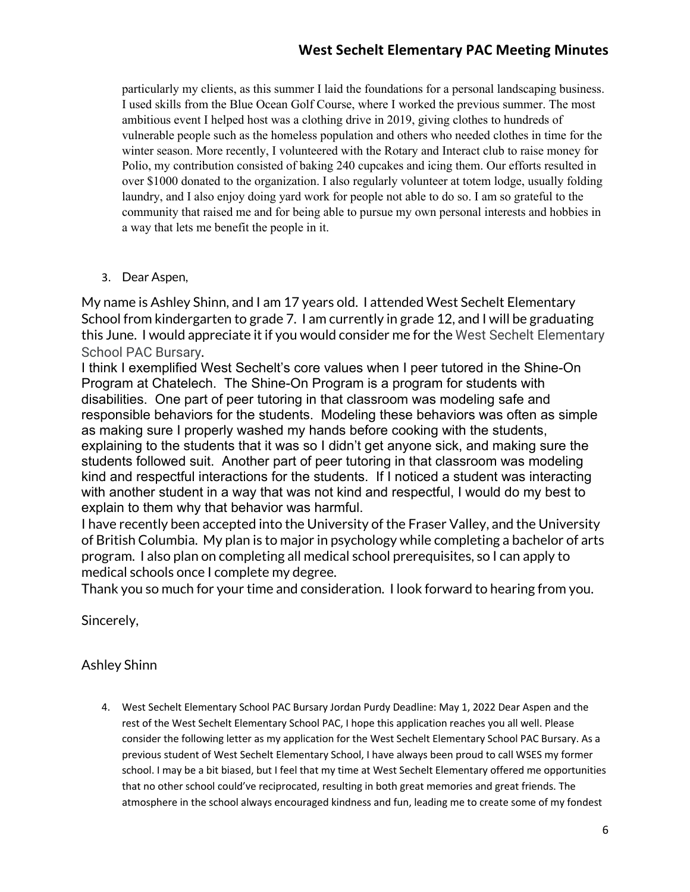particularly my clients, as this summer I laid the foundations for a personal landscaping business. I used skills from the Blue Ocean Golf Course, where I worked the previous summer. The most ambitious event I helped host was a clothing drive in 2019, giving clothes to hundreds of vulnerable people such as the homeless population and others who needed clothes in time for the winter season. More recently, I volunteered with the Rotary and Interact club to raise money for Polio, my contribution consisted of baking 240 cupcakes and icing them. Our efforts resulted in over $1000 donated to the organization. I also regularly volunteer at totem lodge, usually folding laundry, and I also enjoy doing yard work for people not able to do so. I am so grateful to the community that raised me and for being able to pursue my own personal interests and hobbies in a way that lets me benefit the people in it.

3. Dear Aspen,

My name is Ashley Shinn, and I am 17 years old. I attended West Sechelt Elementary School from kindergarten to grade 7. I am currently in grade 12, and I will be graduating this June. I would appreciate it if you would consider me for the West Sechelt Elementary School PAC Bursary.

I think I exemplified West Sechelt's core values when I peer tutored in the Shine-On Program at Chatelech. The Shine-On Program is a program for students with disabilities. One part of peer tutoring in that classroom was modeling safe and responsible behaviors for the students. Modeling these behaviors was often as simple as making sure I properly washed my hands before cooking with the students, explaining to the students that it was so I didn't get anyone sick, and making sure the students followed suit. Another part of peer tutoring in that classroom was modeling kind and respectful interactions for the students. If I noticed a student was interacting with another student in a way that was not kind and respectful, I would do my best to explain to them why that behavior was harmful.

I have recently been accepted into the University of the Fraser Valley, and the University of British Columbia. My plan is to major in psychology while completing a bachelor of arts program. I also plan on completing all medical school prerequisites, so I can apply to medical schools once I complete my degree.

Thank you so much for your time and consideration. I look forward to hearing from you.

Sincerely,

Ashley Shinn

4. West Sechelt Elementary School PAC Bursary Jordan Purdy Deadline: May 1, 2022 Dear Aspen and the rest of the West Sechelt Elementary School PAC, I hope this application reaches you all well. Please consider the following letter as my application for the West Sechelt Elementary School PAC Bursary. As a previous student of West Sechelt Elementary School, I have always been proud to call WSES my former school. I may be a bit biased, but I feel that my time at West Sechelt Elementary offered me opportunities that no other school could've reciprocated, resulting in both great memories and great friends. The atmosphere in the school always encouraged kindness and fun, leading me to create some of my fondest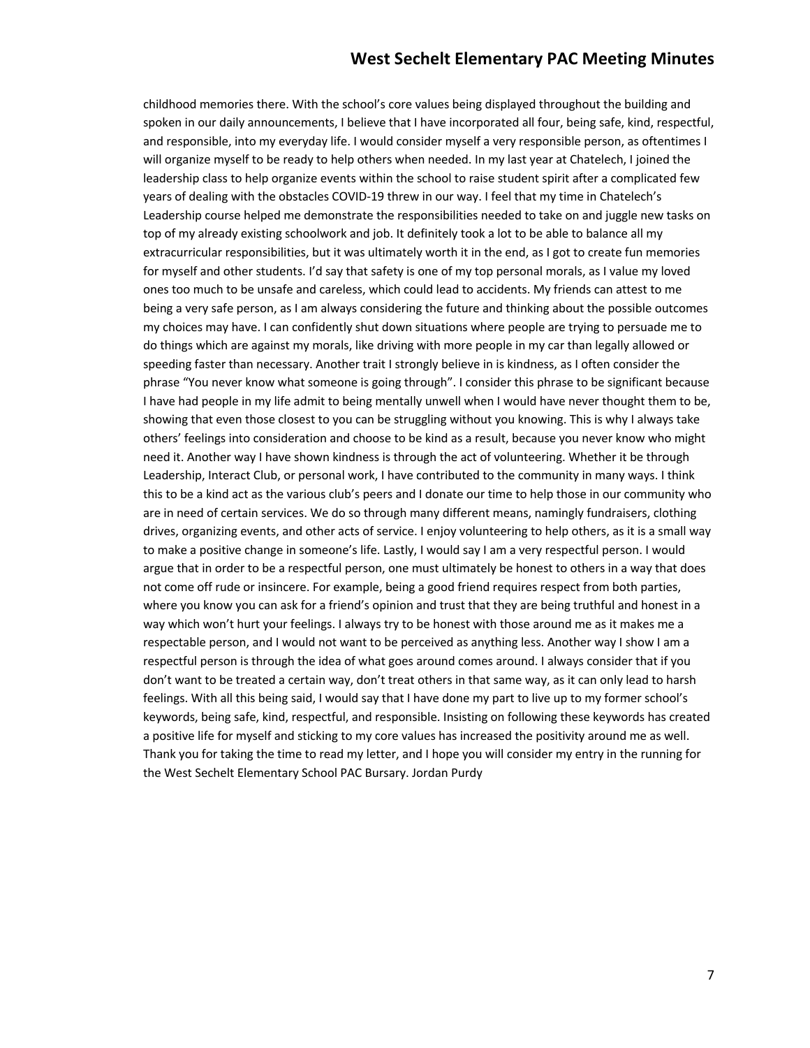childhood memories there. With the school's core values being displayed throughout the building and spoken in our daily announcements, I believe that I have incorporated all four, being safe, kind, respectful, and responsible, into my everyday life. I would consider myself a very responsible person, as oftentimes I will organize myself to be ready to help others when needed. In my last year at Chatelech, I joined the leadership class to help organize events within the school to raise student spirit after a complicated few years of dealing with the obstacles COVID-19 threw in our way. I feel that my time in Chatelech's Leadership course helped me demonstrate the responsibilities needed to take on and juggle new tasks on top of my already existing schoolwork and job. It definitely took a lot to be able to balance all my extracurricular responsibilities, but it was ultimately worth it in the end, as I got to create fun memories for myself and other students. I'd say that safety is one of my top personal morals, as I value my loved ones too much to be unsafe and careless, which could lead to accidents. My friends can attest to me being a very safe person, as I am always considering the future and thinking about the possible outcomes my choices may have. I can confidently shut down situations where people are trying to persuade me to do things which are against my morals, like driving with more people in my car than legally allowed or speeding faster than necessary. Another trait I strongly believe in is kindness, as I often consider the phrase "You never know what someone is going through". I consider this phrase to be significant because I have had people in my life admit to being mentally unwell when I would have never thought them to be, showing that even those closest to you can be struggling without you knowing. This is why I always take others' feelings into consideration and choose to be kind as a result, because you never know who might need it. Another way I have shown kindness is through the act of volunteering. Whether it be through Leadership, Interact Club, or personal work, I have contributed to the community in many ways. I think this to be a kind act as the various club's peers and I donate our time to help those in our community who are in need of certain services. We do so through many different means, namingly fundraisers, clothing drives, organizing events, and other acts of service. I enjoy volunteering to help others, as it is a small way to make a positive change in someone's life. Lastly, I would say I am a very respectful person. I would argue that in order to be a respectful person, one must ultimately be honest to others in a way that does not come off rude or insincere. For example, being a good friend requires respect from both parties, where you know you can ask for a friend's opinion and trust that they are being truthful and honest in a way which won't hurt your feelings. I always try to be honest with those around me as it makes me a respectable person, and I would not want to be perceived as anything less. Another way I show I am a respectful person is through the idea of what goes around comes around. I always consider that if you don't want to be treated a certain way, don't treat others in that same way, as it can only lead to harsh feelings. With all this being said, I would say that I have done my part to live up to my former school's keywords, being safe, kind, respectful, and responsible. Insisting on following these keywords has created a positive life for myself and sticking to my core values has increased the positivity around me as well. Thank you for taking the time to read my letter, and I hope you will consider my entry in the running for the West Sechelt Elementary School PAC Bursary. Jordan Purdy